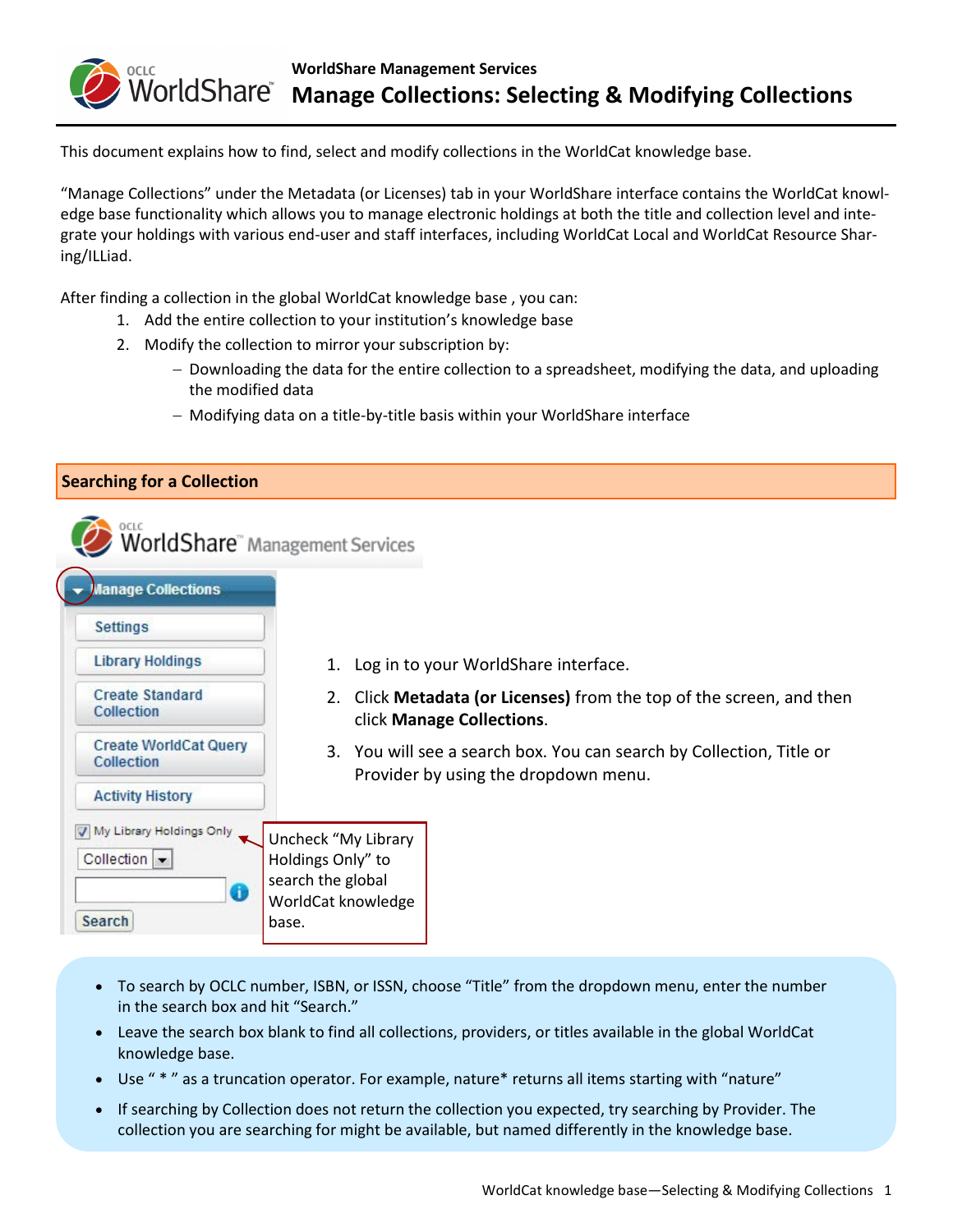WorldShare Management Services

# Manage Collections: Selecting & Modifying Collections

This document explains how to find, select and modify collections in the WorldCat knowledge base.

“Manage Collections” under the Metadata (or Licenses) tab in your WorldShare interface contains the WorldCat knowledge base functionality which allows you to manage electronic holdings at both the title and collection level and integrate your holdings with various end-user and staff interfaces, including WorldCat Local and WorldCat Resource Sharing/ILLiad.

After finding a collection in the global WorldCat knowledge base , you can:

1. Add the entire collection to your institution’s knowledge base
2. Modify the collection to mirror your subscription by:
   - Downloading the data for the entire collection to a spreadsheet, modifying the data, and uploading the modified data
   - Modifying data on a title-by-title basis within your WorldShare interface

## Searching for a Collection

WorldShare Management Services

Manage Collections

Settings

Library Holdings

Create Standard Collection

Create WorldCat Query Collection

Activity History

My Library Holdings Only

Collection

Search

Uncheck “My Library Holdings Only” to search the global WorldCat knowledge base.

1. Log in to your WorldShare interface.
2. Click **Metadata (or Licenses)** from the top of the screen, and then click **Manage Collections**.
3. You will see a search box. You can search by Collection, Title or Provider by using the dropdown menu.

- To search by OCLC number, ISBN, or ISSN, choose “Title” from the dropdown menu, enter the number in the search box and hit “Search.”
- Leave the search box blank to find all collections, providers, or titles available in the global WorldCat knowledge base.
- Use “ * ” as a truncation operator. For example, nature* returns all items starting with “nature”
- If searching by Collection does not return the collection you expected, try searching by Provider. The collection you are searching for might be available, but named differently in the knowledge base.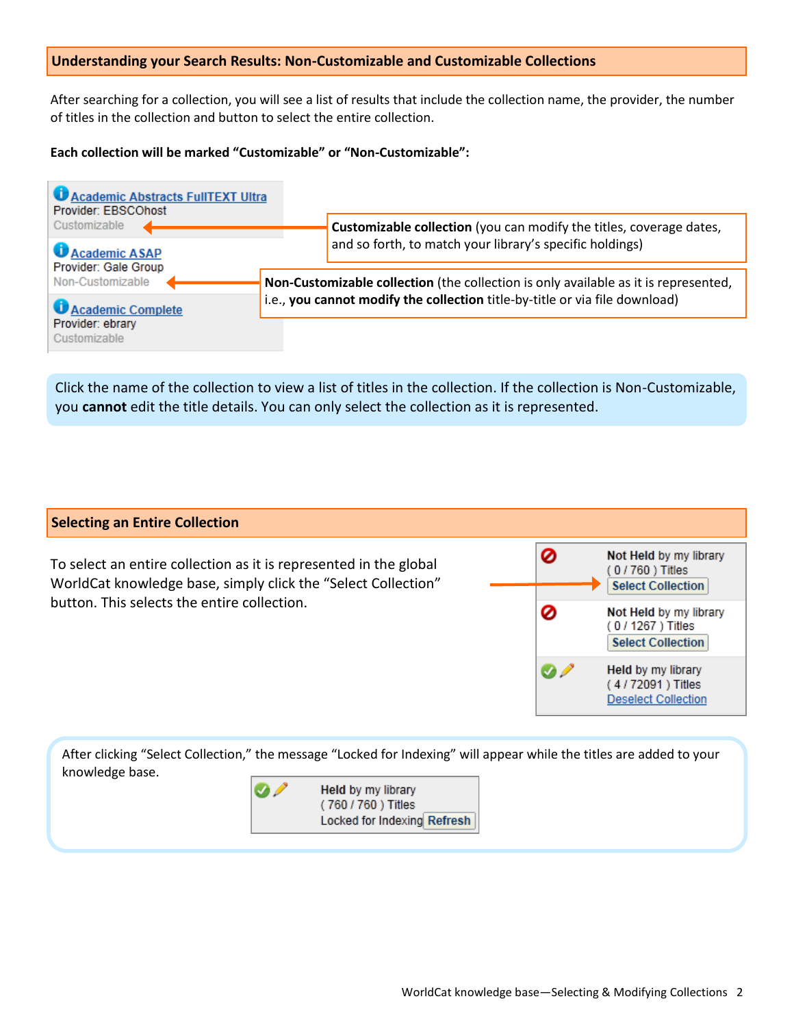## Understanding your Search Results: Non-Customizable and Customizable Collections

After searching for a collection, you will see a list of results that include the collection name, the provider, the number of titles in the collection and button to select the entire collection.

**Each collection will be marked "Customizable" or "Non-Customizable":**

Academic Abstracts FullTEXT Ultra
Provider: EBSCOhost
Customizable

Academic ASAP
Provider: Gale Group
Non-Customizable

Academic Complete
Provider: ebrary
Customizable

**Customizable collection** (you can modify the titles, coverage dates, and so forth, to match your library's specific holdings)

**Non-Customizable collection** (the collection is only available as it is represented, i.e., **you cannot modify the collection** title-by-title or via file download)

Click the name of the collection to view a list of titles in the collection. If the collection is Non-Customizable, you **cannot** edit the title details. You can only select the collection as it is represented.

## Selecting an Entire Collection

To select an entire collection as it is represented in the global WorldCat knowledge base, simply click the "Select Collection" button. This selects the entire collection.

Not Held by my library
( 0 / 760 ) Titles
Select Collection

Not Held by my library
( 0 / 1267 ) Titles
Select Collection

Held by my library
( 4 / 72091 ) Titles
Deselect Collection

After clicking "Select Collection," the message "Locked for Indexing" will appear while the titles are added to your knowledge base.

Held by my library
( 760 / 760 ) Titles
Locked for Indexing Refresh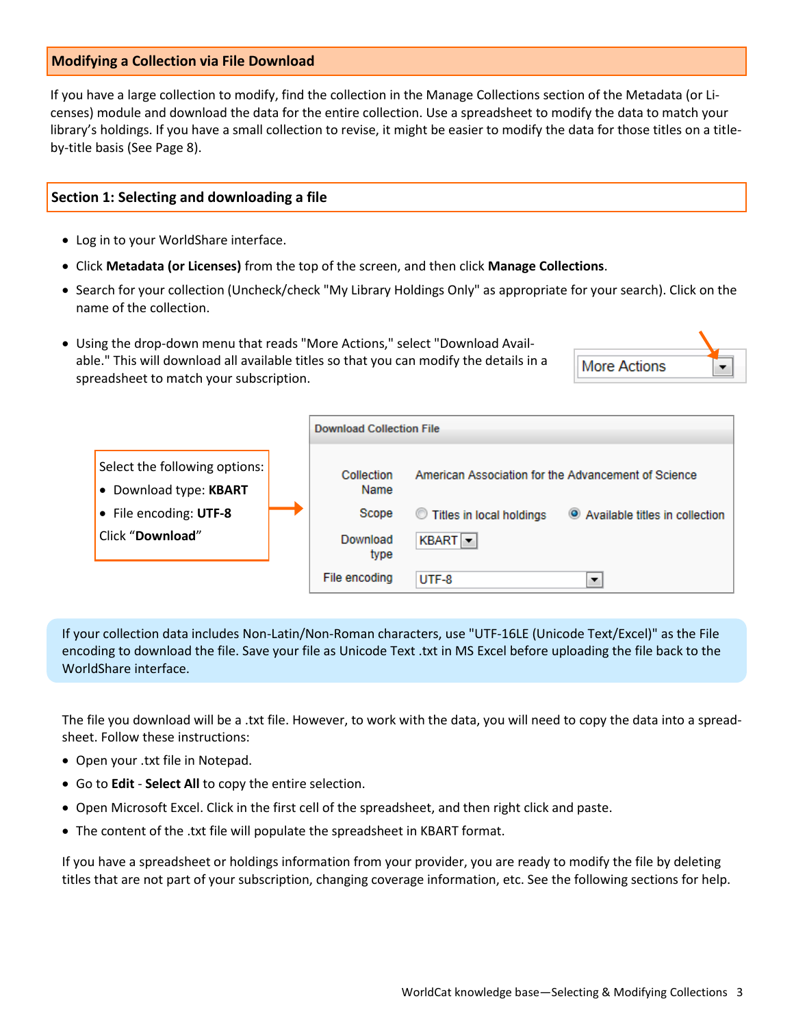## Modifying a Collection via File Download

If you have a large collection to modify, find the collection in the Manage Collections section of the Metadata (or Licenses) module and download the data for the entire collection. Use a spreadsheet to modify the data to match your library's holdings. If you have a small collection to revise, it might be easier to modify the data for those titles on a title-by-title basis (See Page 8).

## Section 1: Selecting and downloading a file

- Log in to your WorldShare interface.
- Click **Metadata (or Licenses)** from the top of the screen, and then click **Manage Collections**.
- Search for your collection (Uncheck/check "My Library Holdings Only" as appropriate for your search). Click on the name of the collection.
- Using the drop-down menu that reads "More Actions," select "Download Available." This will download all available titles so that you can modify the details in a spreadsheet to match your subscription.

More Actions

Select the following options:

- Download type: **KBART**
- File encoding: **UTF-8**

Click "**Download**"

Download Collection File

Collection Name: American Association for the Advancement of Science
Scope: Titles in local holdings / Available titles in collection
Download type: KBART
File encoding: UTF-8

If your collection data includes Non-Latin/Non-Roman characters, use "UTF-16LE (Unicode Text/Excel)" as the File encoding to download the file. Save your file as Unicode Text .txt in MS Excel before uploading the file back to the WorldShare interface.

The file you download will be a .txt file. However, to work with the data, you will need to copy the data into a spreadsheet. Follow these instructions:

- Open your .txt file in Notepad.
- Go to **Edit** - **Select All** to copy the entire selection.
- Open Microsoft Excel. Click in the first cell of the spreadsheet, and then right click and paste.
- The content of the .txt file will populate the spreadsheet in KBART format.

If you have a spreadsheet or holdings information from your provider, you are ready to modify the file by deleting titles that are not part of your subscription, changing coverage information, etc. See the following sections for help.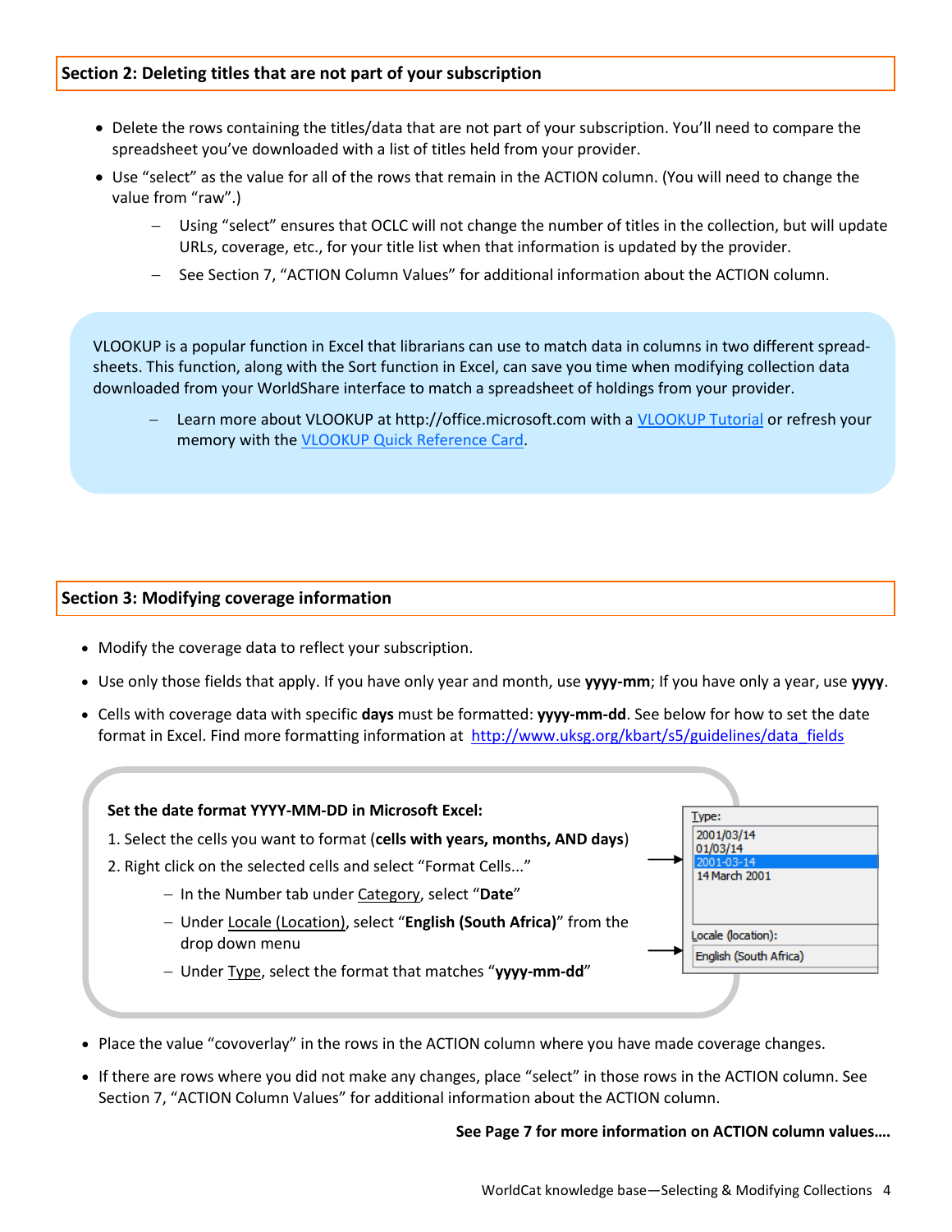## Section 2: Deleting titles that are not part of your subscription

- Delete the rows containing the titles/data that are not part of your subscription. You'll need to compare the spreadsheet you've downloaded with a list of titles held from your provider.
- Use "select" as the value for all of the rows that remain in the ACTION column. (You will need to change the value from "raw".)
  - Using "select" ensures that OCLC will not change the number of titles in the collection, but will update URLs, coverage, etc., for your title list when that information is updated by the provider.
  - See Section 7, "ACTION Column Values" for additional information about the ACTION column.

VLOOKUP is a popular function in Excel that librarians can use to match data in columns in two different spreadsheets. This function, along with the Sort function in Excel, can save you time when modifying collection data downloaded from your WorldShare interface to match a spreadsheet of holdings from your provider.

- Learn more about VLOOKUP at http://office.microsoft.com with a VLOOKUP Tutorial or refresh your memory with the VLOOKUP Quick Reference Card.

## Section 3: Modifying coverage information

- Modify the coverage data to reflect your subscription.
- Use only those fields that apply. If you have only year and month, use **yyyy-mm**; If you have only a year, use **yyyy**.
- Cells with coverage data with specific **days** must be formatted: **yyyy-mm-dd**. See below for how to set the date format in Excel. Find more formatting information at http://www.uksg.org/kbart/s5/guidelines/data_fields

**Set the date format YYYY-MM-DD in Microsoft Excel:**

1. Select the cells you want to format (**cells with years, months, AND days**)
2. Right click on the selected cells and select "Format Cells..."
   - In the Number tab under Category, select "**Date**"
   - Under Locale (Location), select "**English (South Africa)**" from the drop down menu
   - Under Type, select the format that matches "**yyyy-mm-dd**"

Type:
2001/03/14
01/03/14
2001-03-14
14 March 2001

Locale (location):
English (South Africa)

- Place the value "covoverlay" in the rows in the ACTION column where you have made coverage changes.
- If there are rows where you did not make any changes, place "select" in those rows in the ACTION column. See Section 7, "ACTION Column Values" for additional information about the ACTION column.

**See Page 7 for more information on ACTION column values….**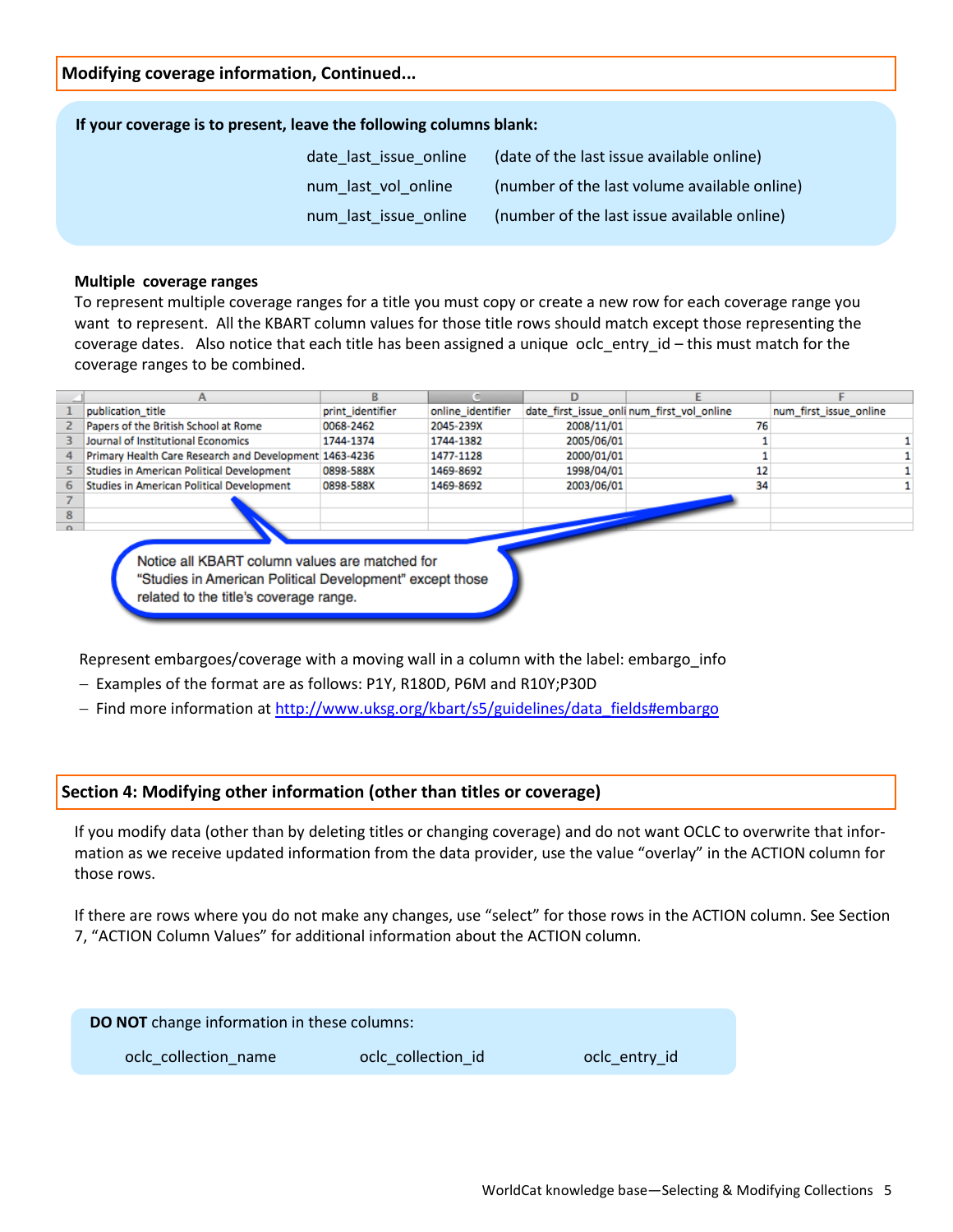## Modifying coverage information, Continued...

**If your coverage is to present, leave the following columns blank:**

| | |
|---|---|
| date_last_issue_online | (date of the last issue available online) |
| num_last_vol_online | (number of the last volume available online) |
| num_last_issue_online | (number of the last issue available online) |

**Multiple coverage ranges**

To represent multiple coverage ranges for a title you must copy or create a new row for each coverage range you want to represent. All the KBART column values for those title rows should match except those representing the coverage dates. Also notice that each title has been assigned a unique oclc_entry_id – this must match for the coverage ranges to be combined.

| | A | B | C | D | E | F |
|---|---|---|---|---|---|---|
| 1 | publication_title | print_identifier | online_identifier | date_first_issue_onli | num_first_vol_online | num_first_issue_online |
| 2 | Papers of the British School at Rome | 0068-2462 | 2045-239X | 2008/11/01 | 76 | |
| 3 | Journal of Institutional Economics | 1744-1374 | 1744-1382 | 2005/06/01 | 1 | 1 |
| 4 | Primary Health Care Research and Development | 1463-4236 | 1477-1128 | 2000/01/01 | 1 | 1 |
| 5 | Studies in American Political Development | 0898-588X | 1469-8692 | 1998/04/01 | 12 | 1 |
| 6 | Studies in American Political Development | 0898-588X | 1469-8692 | 2003/06/01 | 34 | 1 |
| 7 | | | | | | |
| 8 | | | | | | |

Notice all KBART column values are matched for "Studies in American Political Development" except those related to the title's coverage range.

Represent embargoes/coverage with a moving wall in a column with the label: embargo_info

- Examples of the format are as follows: P1Y, R180D, P6M and R10Y;P30D
- Find more information at http://www.uksg.org/kbart/s5/guidelines/data_fields#embargo

## Section 4: Modifying other information (other than titles or coverage)

If you modify data (other than by deleting titles or changing coverage) and do not want OCLC to overwrite that information as we receive updated information from the data provider, use the value "overlay" in the ACTION column for those rows.

If there are rows where you do not make any changes, use "select" for those rows in the ACTION column. See Section 7, "ACTION Column Values" for additional information about the ACTION column.

**DO NOT** change information in these columns:

oclc_collection_name    oclc_collection_id    oclc_entry_id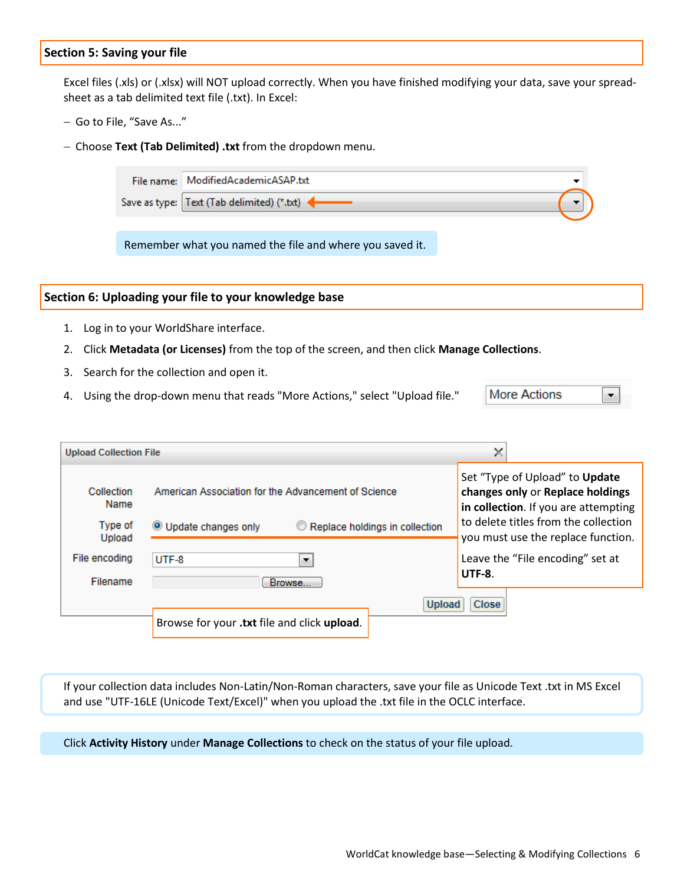## Section 5: Saving your file

Excel files (.xls) or (.xlsx) will NOT upload correctly. When you have finished modifying your data, save your spreadsheet as a tab delimited text file (.txt). In Excel:

- Go to File, “Save As...”
- Choose **Text (Tab Delimited) .txt** from the dropdown menu.

File name: ModifiedAcademicASAP.txt

Save as type: Text (Tab delimited) (*.txt)

Remember what you named the file and where you saved it.

## Section 6: Uploading your file to your knowledge base

1. Log in to your WorldShare interface.
2. Click **Metadata (or Licenses)** from the top of the screen, and then click **Manage Collections**.
3. Search for the collection and open it.
4. Using the drop-down menu that reads "More Actions," select "Upload file."

More Actions

Upload Collection File

Collection Name: American Association for the Advancement of Science

Type of Upload: Update changes only / Replace holdings in collection

File encoding: UTF-8

Filename: Browse...

Upload Close

Set “Type of Upload” to **Update changes only** or **Replace holdings in collection**. If you are attempting to delete titles from the collection you must use the replace function.

Leave the “File encoding” set at **UTF-8**.

Browse for your **.txt** file and click **upload**.

If your collection data includes Non-Latin/Non-Roman characters, save your file as Unicode Text .txt in MS Excel and use "UTF-16LE (Unicode Text/Excel)" when you upload the .txt file in the OCLC interface.

Click **Activity History** under **Manage Collections** to check on the status of your file upload.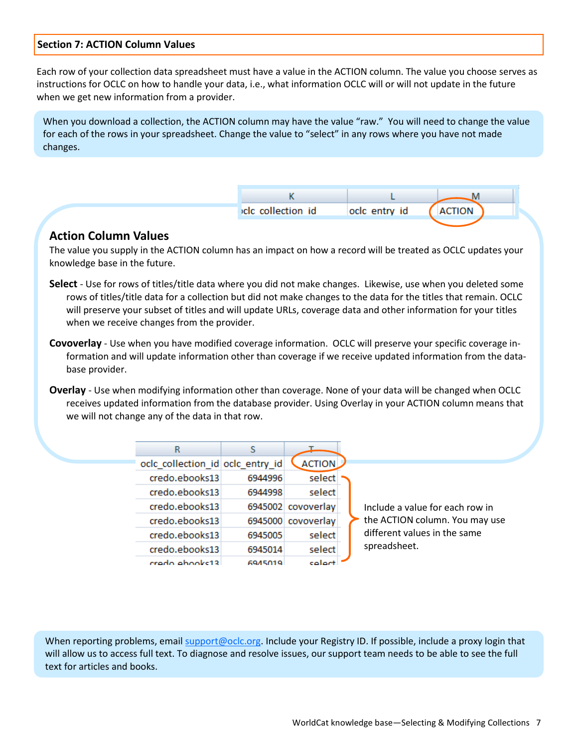## Section 7: ACTION Column Values

Each row of your collection data spreadsheet must have a value in the ACTION column. The value you choose serves as instructions for OCLC on how to handle your data, i.e., what information OCLC will or will not update in the future when we get new information from a provider.

When you download a collection, the ACTION column may have the value "raw." You will need to change the value for each of the rows in your spreadsheet. Change the value to "select" in any rows where you have not made changes.

| K | L | M |
|---|---|---|
| oclc_collection_id | oclc_entry_id | ACTION |

### Action Column Values

The value you supply in the ACTION column has an impact on how a record will be treated as OCLC updates your knowledge base in the future.

**Select** - Use for rows of titles/title data where you did not make changes. Likewise, use when you deleted some rows of titles/title data for a collection but did not make changes to the data for the titles that remain. OCLC will preserve your subset of titles and will update URLs, coverage data and other information for your titles when we receive changes from the provider.

**Covoverlay** - Use when you have modified coverage information. OCLC will preserve your specific coverage information and will update information other than coverage if we receive updated information from the database provider.

**Overlay** - Use when modifying information other than coverage. None of your data will be changed when OCLC receives updated information from the database provider. Using Overlay in your ACTION column means that we will not change any of the data in that row.

| R | S | T |
|---|---|---|
| oclc_collection_id | oclc_entry_id | ACTION |
| credo.ebooks13 | 6944996 | select |
| credo.ebooks13 | 6944998 | select |
| credo.ebooks13 | 6945002 | covoverlay |
| credo.ebooks13 | 6945000 | covoverlay |
| credo.ebooks13 | 6945005 | select |
| credo.ebooks13 | 6945014 | select |
| credo.ebooks13 | 6945019 | select |

Include a value for each row in the ACTION column. You may use different values in the same spreadsheet.

When reporting problems, email support@oclc.org. Include your Registry ID. If possible, include a proxy login that will allow us to access full text. To diagnose and resolve issues, our support team needs to be able to see the full text for articles and books.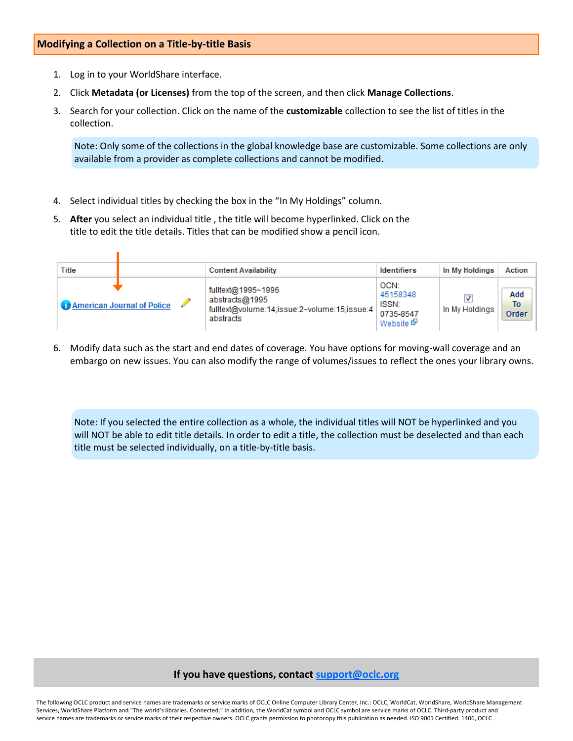## Modifying a Collection on a Title-by-title Basis

1. Log in to your WorldShare interface.
2. Click **Metadata (or Licenses)** from the top of the screen, and then click **Manage Collections**.
3. Search for your collection. Click on the name of the **customizable** collection to see the list of titles in the collection.

   Note: Only some of the collections in the global knowledge base are customizable. Some collections are only available from a provider as complete collections and cannot be modified.

4. Select individual titles by checking the box in the "In My Holdings" column.
5. **After** you select an individual title , the title will become hyperlinked. Click on the title to edit the title details. Titles that can be modified show a pencil icon.

| Title | Content Availability | Identifiers | In My Holdings | Action |
|---|---|---|---|---|
| American Journal of Police | fulltext@1995~1996<br>abstracts@1995<br>fulltext@volume:14;issue:2~volume:15;issue:4<br>abstracts | OCN:<br>45158348<br>ISSN:<br>0735-8547<br>Website | In My Holdings | Add To Order |

6. Modify data such as the start and end dates of coverage. You have options for moving-wall coverage and an embargo on new issues. You can also modify the range of volumes/issues to reflect the ones your library owns.

   Note: If you selected the entire collection as a whole, the individual titles will NOT be hyperlinked and you will NOT be able to edit title details. In order to edit a title, the collection must be deselected and than each title must be selected individually, on a title-by-title basis.

**If you have questions, contact support@oclc.org**

The following OCLC product and service names are trademarks or service marks of OCLC Online Computer Library Center, Inc.: OCLC, WorldCat, WorldShare, WorldShare Management Services, WorldShare Platform and "The world's libraries. Connected." In addition, the WorldCat symbol and OCLC symbol are service marks of OCLC. Third-party product and service names are trademarks or service marks of their respective owners. OCLC grants permission to photocopy this publication as needed. ISO 9001 Certified. 1406, OCLC